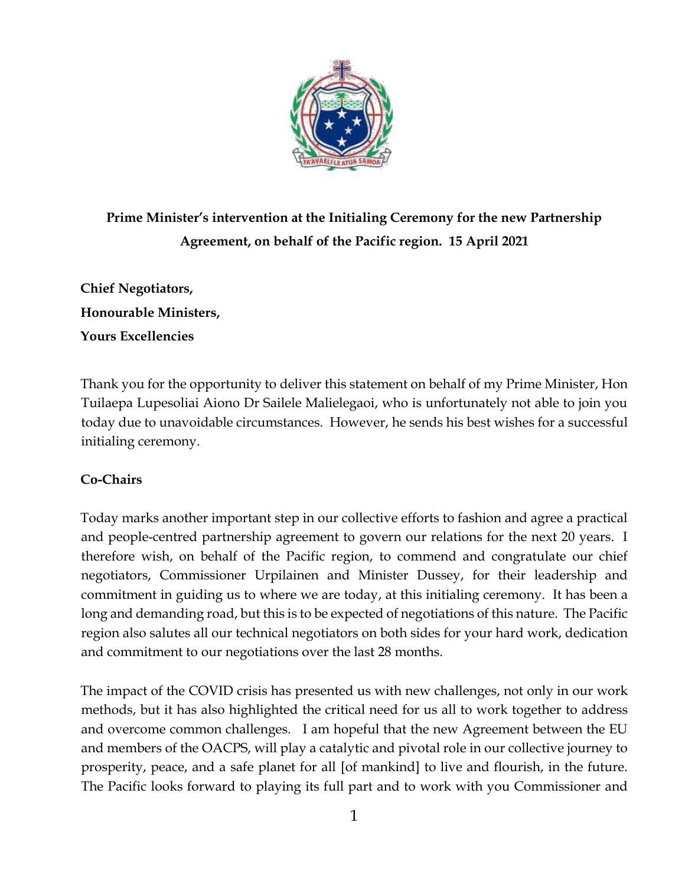**Prime Minister's intervention at the Initialing Ceremony for the new Partnership Agreement, on behalf of the Pacific region. 15 April 2021**

**Chief Negotiators,**

**Honourable Ministers,**

**Yours Excellencies**

Thank you for the opportunity to deliver this statement on behalf of my Prime Minister, Hon Tuilaepa Lupesoliai Aiono Dr Sailele Malielegaoi, who is unfortunately not able to join you today due to unavoidable circumstances. However, he sends his best wishes for a successful initialing ceremony.

**Co-Chairs**

Today marks another important step in our collective efforts to fashion and agree a practical and people-centred partnership agreement to govern our relations for the next 20 years. I therefore wish, on behalf of the Pacific region, to commend and congratulate our chief negotiators, Commissioner Urpilainen and Minister Dussey, for their leadership and commitment in guiding us to where we are today, at this initialing ceremony. It has been a long and demanding road, but this is to be expected of negotiations of this nature. The Pacific region also salutes all our technical negotiators on both sides for your hard work, dedication and commitment to our negotiations over the last 28 months.

The impact of the COVID crisis has presented us with new challenges, not only in our work methods, but it has also highlighted the critical need for us all to work together to address and overcome common challenges. I am hopeful that the new Agreement between the EU and members of the OACPS, will play a catalytic and pivotal role in our collective journey to prosperity, peace, and a safe planet for all [of mankind] to live and flourish, in the future. The Pacific looks forward to playing its full part and to work with you Commissioner and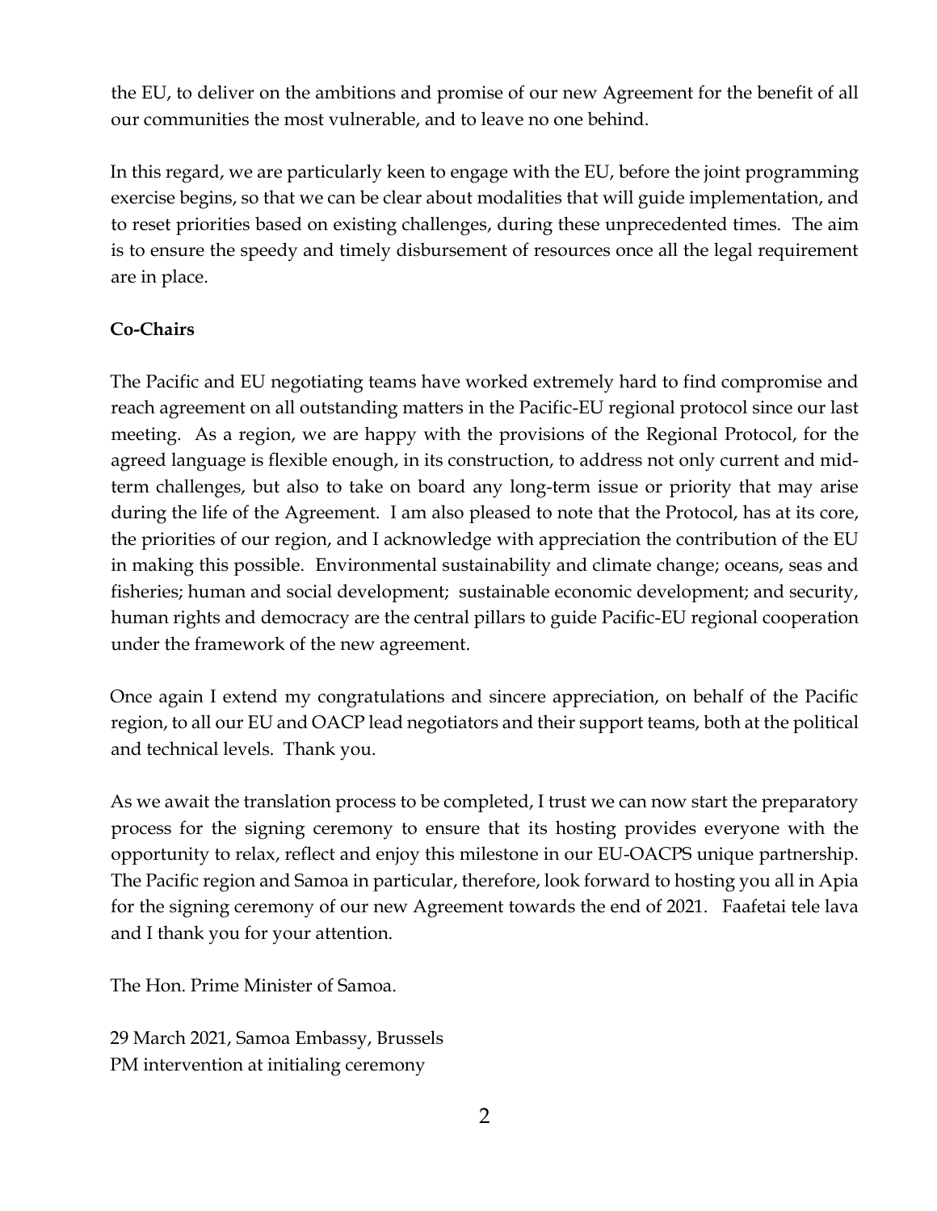the EU, to deliver on the ambitions and promise of our new Agreement for the benefit of all our communities the most vulnerable, and to leave no one behind.

In this regard, we are particularly keen to engage with the EU, before the joint programming exercise begins, so that we can be clear about modalities that will guide implementation, and to reset priorities based on existing challenges, during these unprecedented times. The aim is to ensure the speedy and timely disbursement of resources once all the legal requirement are in place.

**Co-Chairs**

The Pacific and EU negotiating teams have worked extremely hard to find compromise and reach agreement on all outstanding matters in the Pacific-EU regional protocol since our last meeting. As a region, we are happy with the provisions of the Regional Protocol, for the agreed language is flexible enough, in its construction, to address not only current and mid-term challenges, but also to take on board any long-term issue or priority that may arise during the life of the Agreement. I am also pleased to note that the Protocol, has at its core, the priorities of our region, and I acknowledge with appreciation the contribution of the EU in making this possible. Environmental sustainability and climate change; oceans, seas and fisheries; human and social development; sustainable economic development; and security, human rights and democracy are the central pillars to guide Pacific-EU regional cooperation under the framework of the new agreement.

Once again I extend my congratulations and sincere appreciation, on behalf of the Pacific region, to all our EU and OACP lead negotiators and their support teams, both at the political and technical levels. Thank you.

As we await the translation process to be completed, I trust we can now start the preparatory process for the signing ceremony to ensure that its hosting provides everyone with the opportunity to relax, reflect and enjoy this milestone in our EU-OACPS unique partnership. The Pacific region and Samoa in particular, therefore, look forward to hosting you all in Apia for the signing ceremony of our new Agreement towards the end of 2021. Faafetai tele lava and I thank you for your attention.

The Hon. Prime Minister of Samoa.

29 March 2021, Samoa Embassy, Brussels
PM intervention at initialing ceremony